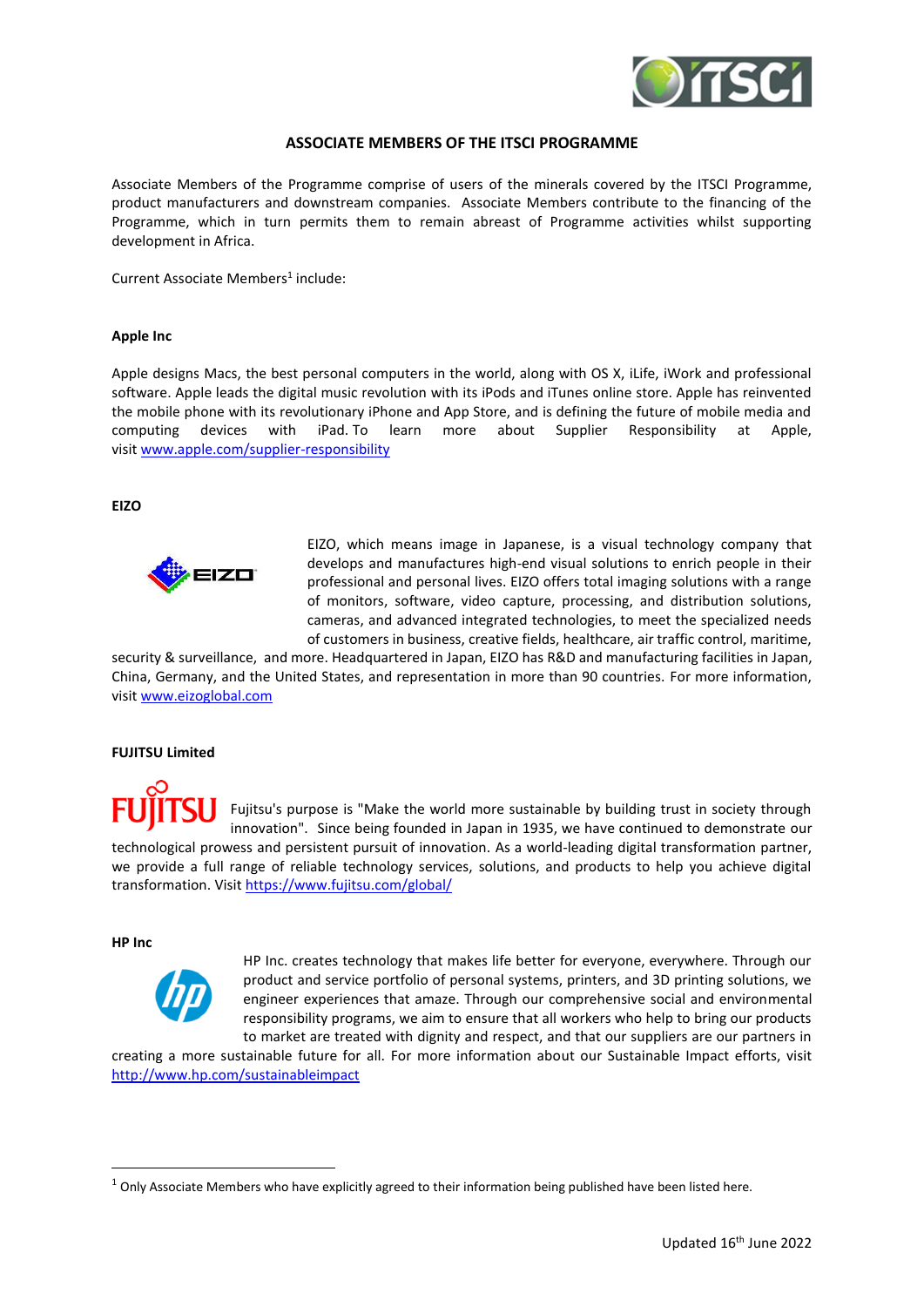# ASSOCIATE MEMBERS OF THE ITSCI PROGRAMME

Associate Members of the Programme comprise of users of the minerals covered by the ITSCI Programme, product manufacturers and downstream companies. Associate Members contribute to the financing of the Programme, which in turn permits them to remain abreast of Programme activities whilst supporting development in Africa.

Current Associate Members[1] include:

**Apple Inc**

Apple designs Macs, the best personal computers in the world, along with OS X, iLife, iWork and professional software. Apple leads the digital music revolution with its iPods and iTunes online store. Apple has reinvented the mobile phone with its revolutionary iPhone and App Store, and is defining the future of mobile media and computing devices with iPad. To learn more about Supplier Responsibility at Apple, visit www.apple.com/supplier-responsibility

**EIZO**

EIZO, which means image in Japanese, is a visual technology company that develops and manufactures high-end visual solutions to enrich people in their professional and personal lives. EIZO offers total imaging solutions with a range of monitors, software, video capture, processing, and distribution solutions, cameras, and advanced integrated technologies, to meet the specialized needs of customers in business, creative fields, healthcare, air traffic control, maritime, security & surveillance, and more. Headquartered in Japan, EIZO has R&D and manufacturing facilities in Japan, China, Germany, and the United States, and representation in more than 90 countries. For more information, visit www.eizoglobal.com

**FUJITSU Limited**

Fujitsu's purpose is "Make the world more sustainable by building trust in society through innovation". Since being founded in Japan in 1935, we have continued to demonstrate our technological prowess and persistent pursuit of innovation. As a world-leading digital transformation partner, we provide a full range of reliable technology services, solutions, and products to help you achieve digital transformation. Visit https://www.fujitsu.com/global/

**HP Inc**

HP Inc. creates technology that makes life better for everyone, everywhere. Through our product and service portfolio of personal systems, printers, and 3D printing solutions, we engineer experiences that amaze. Through our comprehensive social and environmental responsibility programs, we aim to ensure that all workers who help to bring our products to market are treated with dignity and respect, and that our suppliers are our partners in creating a more sustainable future for all. For more information about our Sustainable Impact efforts, visit http://www.hp.com/sustainableimpact

[1] Only Associate Members who have explicitly agreed to their information being published have been listed here.

Updated 16th June 2022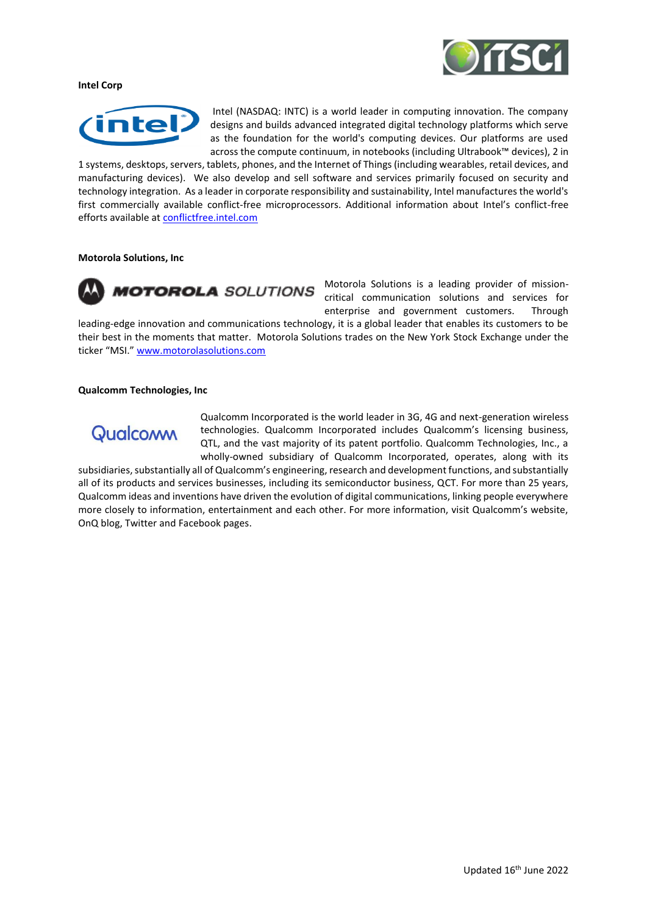**Intel Corp**

Intel (NASDAQ: INTC) is a world leader in computing innovation. The company designs and builds advanced integrated digital technology platforms which serve as the foundation for the world's computing devices. Our platforms are used across the compute continuum, in notebooks (including Ultrabook™ devices), 2 in 1 systems, desktops, servers, tablets, phones, and the Internet of Things (including wearables, retail devices, and manufacturing devices). We also develop and sell software and services primarily focused on security and technology integration. As a leader in corporate responsibility and sustainability, Intel manufactures the world's first commercially available conflict-free microprocessors. Additional information about Intel's conflict-free efforts available at [conflictfree.intel.com](conflictfree.intel.com)

**Motorola Solutions, Inc**

Motorola Solutions is a leading provider of mission-critical communication solutions and services for enterprise and government customers. Through leading-edge innovation and communications technology, it is a global leader that enables its customers to be their best in the moments that matter. Motorola Solutions trades on the New York Stock Exchange under the ticker "MSI." [www.motorolasolutions.com](www.motorolasolutions.com)

**Qualcomm Technologies, Inc**

Qualcomm Incorporated is the world leader in 3G, 4G and next-generation wireless technologies. Qualcomm Incorporated includes Qualcomm's licensing business, QTL, and the vast majority of its patent portfolio. Qualcomm Technologies, Inc., a wholly-owned subsidiary of Qualcomm Incorporated, operates, along with its subsidiaries, substantially all of Qualcomm's engineering, research and development functions, and substantially all of its products and services businesses, including its semiconductor business, QCT. For more than 25 years, Qualcomm ideas and inventions have driven the evolution of digital communications, linking people everywhere more closely to information, entertainment and each other. For more information, visit Qualcomm's website, OnQ blog, Twitter and Facebook pages.

Updated 16th June 2022